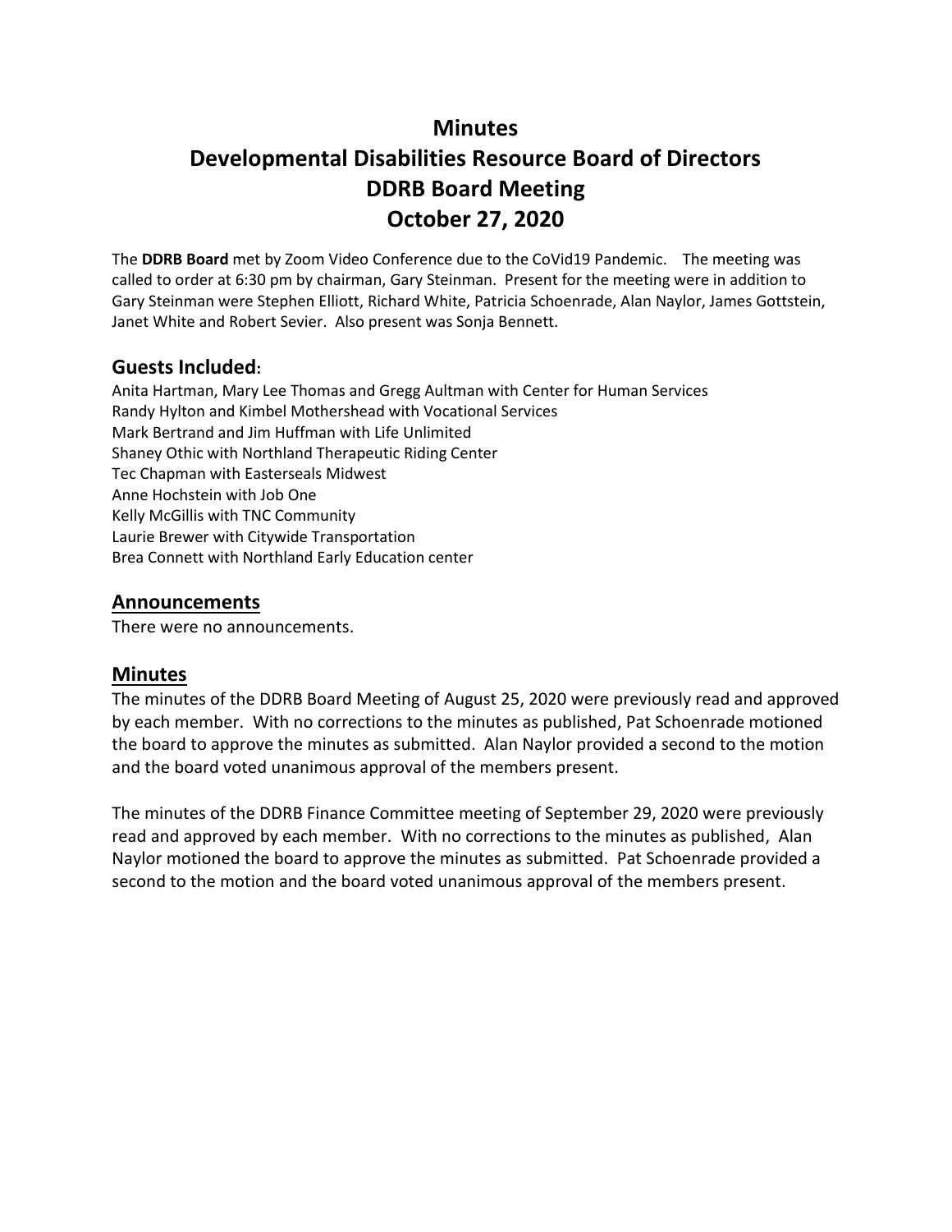# Minutes
# Developmental Disabilities Resource Board of Directors
# DDRB Board Meeting
# October 27, 2020

The **DDRB Board** met by Zoom Video Conference due to the CoVid19 Pandemic. The meeting was called to order at 6:30 pm by chairman, Gary Steinman. Present for the meeting were in addition to Gary Steinman were Stephen Elliott, Richard White, Patricia Schoenrade, Alan Naylor, James Gottstein, Janet White and Robert Sevier. Also present was Sonja Bennett.

## Guests Included:

Anita Hartman, Mary Lee Thomas and Gregg Aultman with Center for Human Services
Randy Hylton and Kimbel Mothershead with Vocational Services
Mark Bertrand and Jim Huffman with Life Unlimited
Shaney Othic with Northland Therapeutic Riding Center
Tec Chapman with Easterseals Midwest
Anne Hochstein with Job One
Kelly McGillis with TNC Community
Laurie Brewer with Citywide Transportation
Brea Connett with Northland Early Education center

## Announcements

There were no announcements.

## Minutes

The minutes of the DDRB Board Meeting of August 25, 2020 were previously read and approved by each member. With no corrections to the minutes as published, Pat Schoenrade motioned the board to approve the minutes as submitted. Alan Naylor provided a second to the motion and the board voted unanimous approval of the members present.

The minutes of the DDRB Finance Committee meeting of September 29, 2020 were previously read and approved by each member. With no corrections to the minutes as published, Alan Naylor motioned the board to approve the minutes as submitted. Pat Schoenrade provided a second to the motion and the board voted unanimous approval of the members present.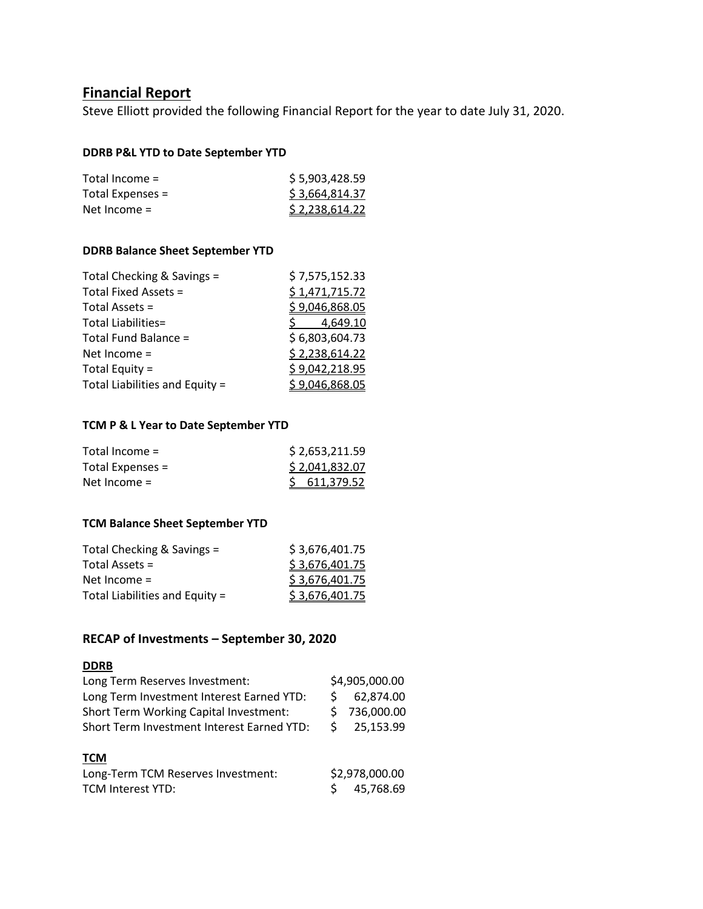## Financial Report

Steve Elliott provided the following Financial Report for the year to date July 31, 2020.

**DDRB P&L YTD to Date September YTD**

| | |
|---|---|
| Total Income = | $ 5,903,428.59 |
| Total Expenses = | $ 3,664,814.37 |
| Net Income = | $ 2,238,614.22 |

**DDRB Balance Sheet September YTD**

| | |
|---|---|
| Total Checking & Savings = | $ 7,575,152.33 |
| Total Fixed Assets = | $ 1,471,715.72 |
| Total Assets = | $ 9,046,868.05 |
| Total Liabilities= | $ 4,649.10 |
| Total Fund Balance = | $ 6,803,604.73 |
| Net Income = | $ 2,238,614.22 |
| Total Equity = | $ 9,042,218.95 |
| Total Liabilities and Equity = | $ 9,046,868.05 |

**TCM P & L Year to Date September YTD**

| | |
|---|---|
| Total Income = | $ 2,653,211.59 |
| Total Expenses = | $ 2,041,832.07 |
| Net Income = | $ 611,379.52 |

**TCM Balance Sheet September YTD**

| | |
|---|---|
| Total Checking & Savings = | $ 3,676,401.75 |
| Total Assets = | $ 3,676,401.75 |
| Net Income = | $ 3,676,401.75 |
| Total Liabilities and Equity = | $ 3,676,401.75 |

### RECAP of Investments – September 30, 2020

**DDRB**

| | |
|---|---|
| Long Term Reserves Investment: | $4,905,000.00 |
| Long Term Investment Interest Earned YTD: | $ 62,874.00 |
| Short Term Working Capital Investment: | $ 736,000.00 |
| Short Term Investment Interest Earned YTD: | $ 25,153.99 |

**TCM**

| | |
|---|---|
| Long-Term TCM Reserves Investment: | $2,978,000.00 |
| TCM Interest YTD: | $ 45,768.69 |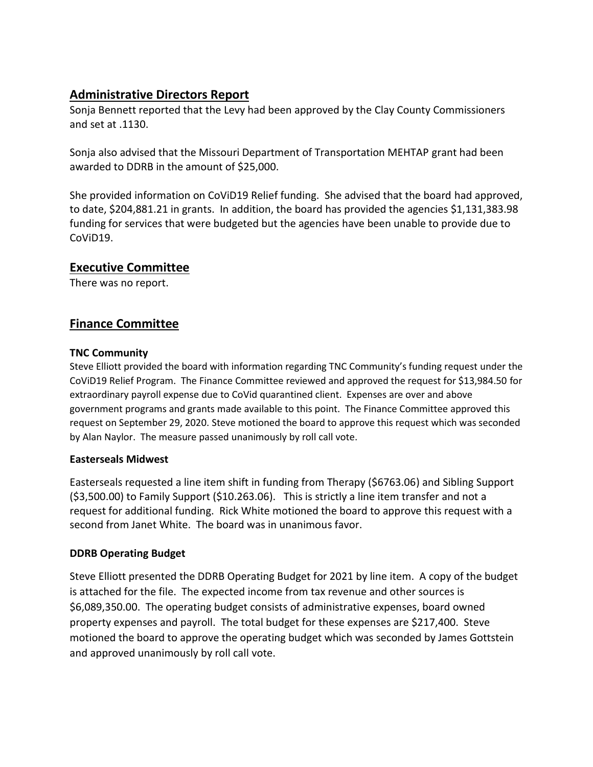## Administrative Directors Report

Sonja Bennett reported that the Levy had been approved by the Clay County Commissioners and set at .1130.

Sonja also advised that the Missouri Department of Transportation MEHTAP grant had been awarded to DDRB in the amount of $25,000.

She provided information on CoViD19 Relief funding. She advised that the board had approved, to date, $204,881.21 in grants. In addition, the board has provided the agencies $1,131,383.98 funding for services that were budgeted but the agencies have been unable to provide due to CoViD19.

## Executive Committee

There was no report.

## Finance Committee

### TNC Community

Steve Elliott provided the board with information regarding TNC Community's funding request under the CoViD19 Relief Program. The Finance Committee reviewed and approved the request for $13,984.50 for extraordinary payroll expense due to CoVid quarantined client. Expenses are over and above government programs and grants made available to this point. The Finance Committee approved this request on September 29, 2020. Steve motioned the board to approve this request which was seconded by Alan Naylor. The measure passed unanimously by roll call vote.

### Easterseals Midwest

Easterseals requested a line item shift in funding from Therapy ($6763.06) and Sibling Support ($3,500.00) to Family Support ($10.263.06). This is strictly a line item transfer and not a request for additional funding. Rick White motioned the board to approve this request with a second from Janet White. The board was in unanimous favor.

### DDRB Operating Budget

Steve Elliott presented the DDRB Operating Budget for 2021 by line item. A copy of the budget is attached for the file. The expected income from tax revenue and other sources is $6,089,350.00. The operating budget consists of administrative expenses, board owned property expenses and payroll. The total budget for these expenses are $217,400. Steve motioned the board to approve the operating budget which was seconded by James Gottstein and approved unanimously by roll call vote.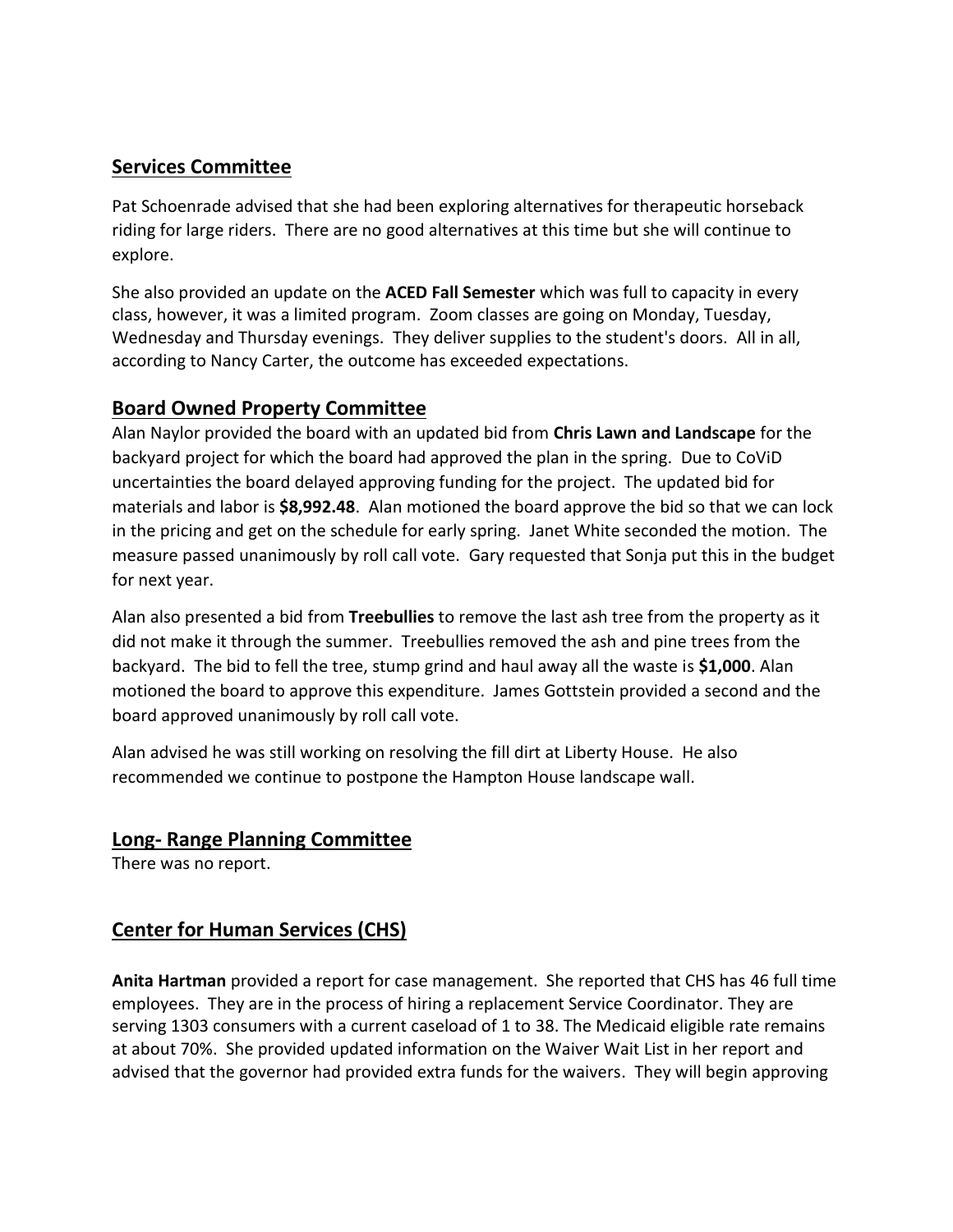## Services Committee

Pat Schoenrade advised that she had been exploring alternatives for therapeutic horseback riding for large riders. There are no good alternatives at this time but she will continue to explore.

She also provided an update on the **ACED Fall Semester** which was full to capacity in every class, however, it was a limited program. Zoom classes are going on Monday, Tuesday, Wednesday and Thursday evenings. They deliver supplies to the student's doors. All in all, according to Nancy Carter, the outcome has exceeded expectations.

## Board Owned Property Committee

Alan Naylor provided the board with an updated bid from **Chris Lawn and Landscape** for the backyard project for which the board had approved the plan in the spring. Due to CoViD uncertainties the board delayed approving funding for the project. The updated bid for materials and labor is **$8,992.48**. Alan motioned the board approve the bid so that we can lock in the pricing and get on the schedule for early spring. Janet White seconded the motion. The measure passed unanimously by roll call vote. Gary requested that Sonja put this in the budget for next year.

Alan also presented a bid from **Treebullies** to remove the last ash tree from the property as it did not make it through the summer. Treebullies removed the ash and pine trees from the backyard. The bid to fell the tree, stump grind and haul away all the waste is **$1,000**. Alan motioned the board to approve this expenditure. James Gottstein provided a second and the board approved unanimously by roll call vote.

Alan advised he was still working on resolving the fill dirt at Liberty House. He also recommended we continue to postpone the Hampton House landscape wall.

## Long- Range Planning Committee

There was no report.

## Center for Human Services (CHS)

**Anita Hartman** provided a report for case management. She reported that CHS has 46 full time employees. They are in the process of hiring a replacement Service Coordinator. They are serving 1303 consumers with a current caseload of 1 to 38. The Medicaid eligible rate remains at about 70%. She provided updated information on the Waiver Wait List in her report and advised that the governor had provided extra funds for the waivers. They will begin approving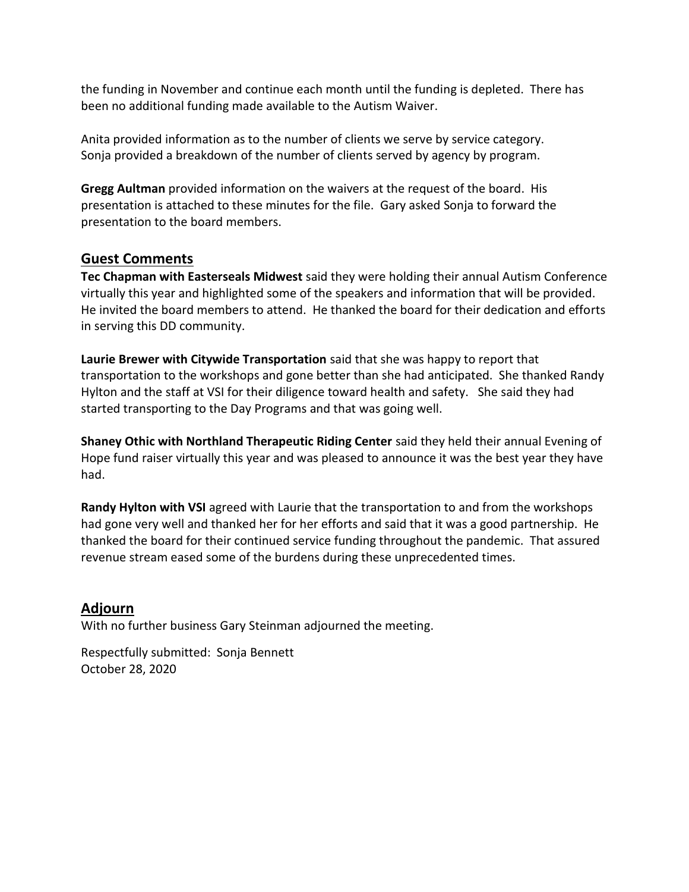the funding in November and continue each month until the funding is depleted. There has been no additional funding made available to the Autism Waiver.

Anita provided information as to the number of clients we serve by service category.
Sonja provided a breakdown of the number of clients served by agency by program.

**Gregg Aultman** provided information on the waivers at the request of the board. His presentation is attached to these minutes for the file. Gary asked Sonja to forward the presentation to the board members.

## Guest Comments

**Tec Chapman with Easterseals Midwest** said they were holding their annual Autism Conference virtually this year and highlighted some of the speakers and information that will be provided. He invited the board members to attend. He thanked the board for their dedication and efforts in serving this DD community.

**Laurie Brewer with Citywide Transportation** said that she was happy to report that transportation to the workshops and gone better than she had anticipated. She thanked Randy Hylton and the staff at VSI for their diligence toward health and safety. She said they had started transporting to the Day Programs and that was going well.

**Shaney Othic with Northland Therapeutic Riding Center** said they held their annual Evening of Hope fund raiser virtually this year and was pleased to announce it was the best year they have had.

**Randy Hylton with VSI** agreed with Laurie that the transportation to and from the workshops had gone very well and thanked her for her efforts and said that it was a good partnership. He thanked the board for their continued service funding throughout the pandemic. That assured revenue stream eased some of the burdens during these unprecedented times.

## Adjourn

With no further business Gary Steinman adjourned the meeting.

Respectfully submitted: Sonja Bennett
October 28, 2020